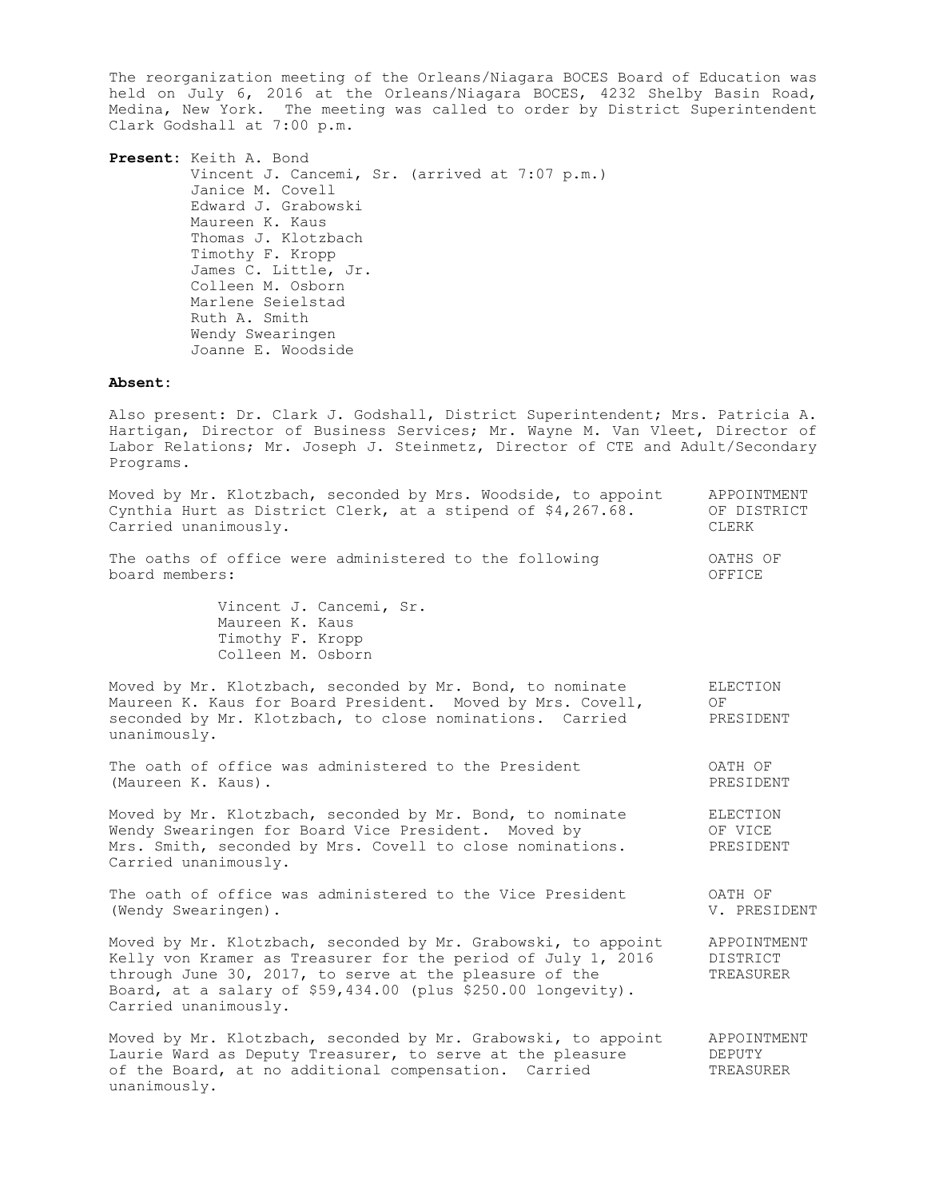The reorganization meeting of the Orleans/Niagara BOCES Board of Education was held on July 6, 2016 at the Orleans/Niagara BOCES, 4232 Shelby Basin Road, Medina, New York. The meeting was called to order by District Superintendent Clark Godshall at 7:00 p.m.

**Present:** Keith A. Bond
Vincent J. Cancemi, Sr. (arrived at 7:07 p.m.)
Janice M. Covell
Edward J. Grabowski
Maureen K. Kaus
Thomas J. Klotzbach
Timothy F. Kropp
James C. Little, Jr.
Colleen M. Osborn
Marlene Seielstad
Ruth A. Smith
Wendy Swearingen
Joanne E. Woodside

**Absent:**

Also present: Dr. Clark J. Godshall, District Superintendent; Mrs. Patricia A. Hartigan, Director of Business Services; Mr. Wayne M. Van Vleet, Director of Labor Relations; Mr. Joseph J. Steinmetz, Director of CTE and Adult/Secondary Programs.

APPOINTMENT OF DISTRICT CLERK

Moved by Mr. Klotzbach, seconded by Mrs. Woodside, to appoint Cynthia Hurt as District Clerk, at a stipend of $4,267.68. Carried unanimously.

OATHS OF OFFICE

The oaths of office were administered to the following board members:

Vincent J. Cancemi, Sr.
Maureen K. Kaus
Timothy F. Kropp
Colleen M. Osborn

ELECTION OF PRESIDENT

Moved by Mr. Klotzbach, seconded by Mr. Bond, to nominate Maureen K. Kaus for Board President. Moved by Mrs. Covell, seconded by Mr. Klotzbach, to close nominations. Carried unanimously.

OATH OF PRESIDENT

The oath of office was administered to the President (Maureen K. Kaus).

ELECTION OF VICE PRESIDENT

Moved by Mr. Klotzbach, seconded by Mr. Bond, to nominate Wendy Swearingen for Board Vice President. Moved by Mrs. Smith, seconded by Mrs. Covell to close nominations. Carried unanimously.

OATH OF V. PRESIDENT

The oath of office was administered to the Vice President (Wendy Swearingen).

APPOINTMENT DISTRICT TREASURER

Moved by Mr. Klotzbach, seconded by Mr. Grabowski, to appoint Kelly von Kramer as Treasurer for the period of July 1, 2016 through June 30, 2017, to serve at the pleasure of the Board, at a salary of $59,434.00 (plus $250.00 longevity). Carried unanimously.

APPOINTMENT DEPUTY TREASURER

Moved by Mr. Klotzbach, seconded by Mr. Grabowski, to appoint Laurie Ward as Deputy Treasurer, to serve at the pleasure of the Board, at no additional compensation. Carried unanimously.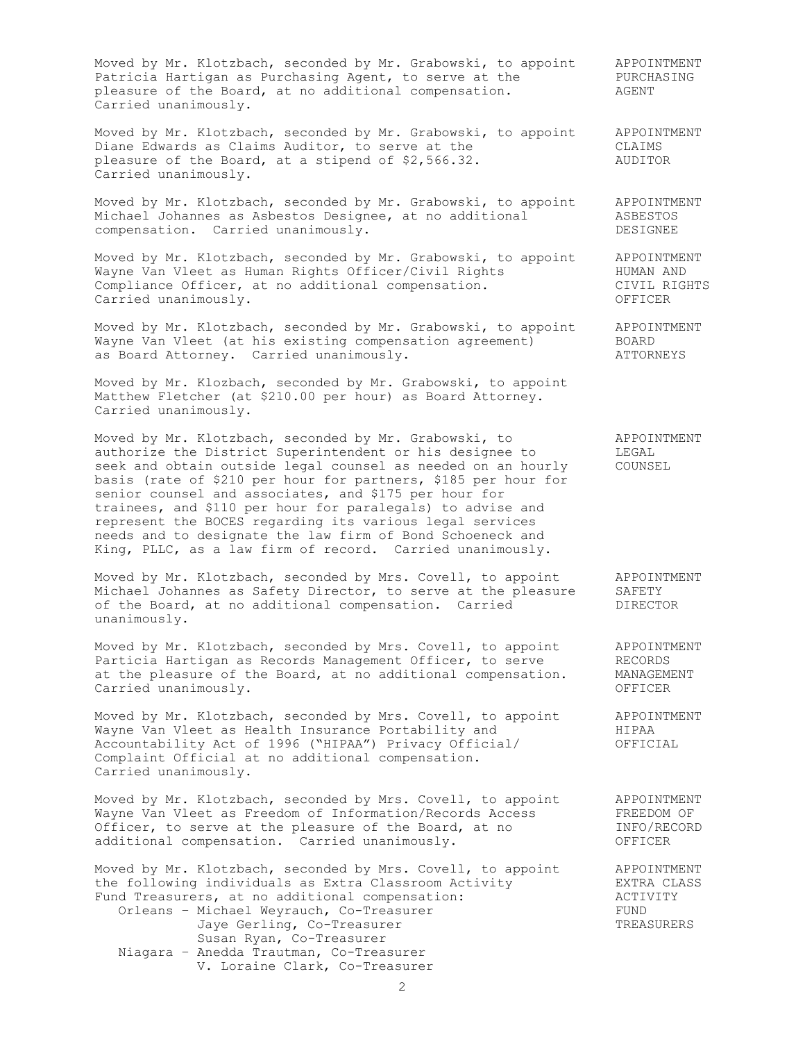Moved by Mr. Klotzbach, seconded by Mr. Grabowski, to appoint Patricia Hartigan as Purchasing Agent, to serve at the pleasure of the Board, at no additional compensation. Carried unanimously. **APPOINTMENT PURCHASING AGENT**

Moved by Mr. Klotzbach, seconded by Mr. Grabowski, to appoint Diane Edwards as Claims Auditor, to serve at the pleasure of the Board, at a stipend of $2,566.32. Carried unanimously. **APPOINTMENT CLAIMS AUDITOR**

Moved by Mr. Klotzbach, seconded by Mr. Grabowski, to appoint Michael Johannes as Asbestos Designee, at no additional compensation. Carried unanimously. **APPOINTMENT ASBESTOS DESIGNEE**

Moved by Mr. Klotzbach, seconded by Mr. Grabowski, to appoint Wayne Van Vleet as Human Rights Officer/Civil Rights Compliance Officer, at no additional compensation. Carried unanimously. **APPOINTMENT HUMAN AND CIVIL RIGHTS OFFICER**

Moved by Mr. Klotzbach, seconded by Mr. Grabowski, to appoint Wayne Van Vleet (at his existing compensation agreement) as Board Attorney. Carried unanimously. **APPOINTMENT BOARD ATTORNEYS**

Moved by Mr. Klozbach, seconded by Mr. Grabowski, to appoint Matthew Fletcher (at $210.00 per hour) as Board Attorney. Carried unanimously.

Moved by Mr. Klotzbach, seconded by Mr. Grabowski, to authorize the District Superintendent or his designee to seek and obtain outside legal counsel as needed on an hourly basis (rate of $210 per hour for partners, $185 per hour for senior counsel and associates, and $175 per hour for trainees, and $110 per hour for paralegals) to advise and represent the BOCES regarding its various legal services needs and to designate the law firm of Bond Schoeneck and King, PLLC, as a law firm of record. Carried unanimously. **APPOINTMENT LEGAL COUNSEL**

Moved by Mr. Klotzbach, seconded by Mrs. Covell, to appoint Michael Johannes as Safety Director, to serve at the pleasure of the Board, at no additional compensation. Carried unanimously. **APPOINTMENT SAFETY DIRECTOR**

Moved by Mr. Klotzbach, seconded by Mrs. Covell, to appoint Particia Hartigan as Records Management Officer, to serve at the pleasure of the Board, at no additional compensation. Carried unanimously. **APPOINTMENT RECORDS MANAGEMENT OFFICER**

Moved by Mr. Klotzbach, seconded by Mrs. Covell, to appoint Wayne Van Vleet as Health Insurance Portability and Accountability Act of 1996 ("HIPAA") Privacy Official/ Complaint Official at no additional compensation. Carried unanimously. **APPOINTMENT HIPAA OFFICIAL**

Moved by Mr. Klotzbach, seconded by Mrs. Covell, to appoint Wayne Van Vleet as Freedom of Information/Records Access Officer, to serve at the pleasure of the Board, at no additional compensation. Carried unanimously. **APPOINTMENT FREEDOM OF INFO/RECORD OFFICER**

Moved by Mr. Klotzbach, seconded by Mrs. Covell, to appoint the following individuals as Extra Classroom Activity Fund Treasurers, at no additional compensation: **APPOINTMENT EXTRA CLASS ACTIVITY FUND TREASURERS**

- Orleans – Michael Weyrauch, Co-Treasurer
  - Jaye Gerling, Co-Treasurer
  - Susan Ryan, Co-Treasurer
- Niagara – Anedda Trautman, Co-Treasurer
  - V. Loraine Clark, Co-Treasurer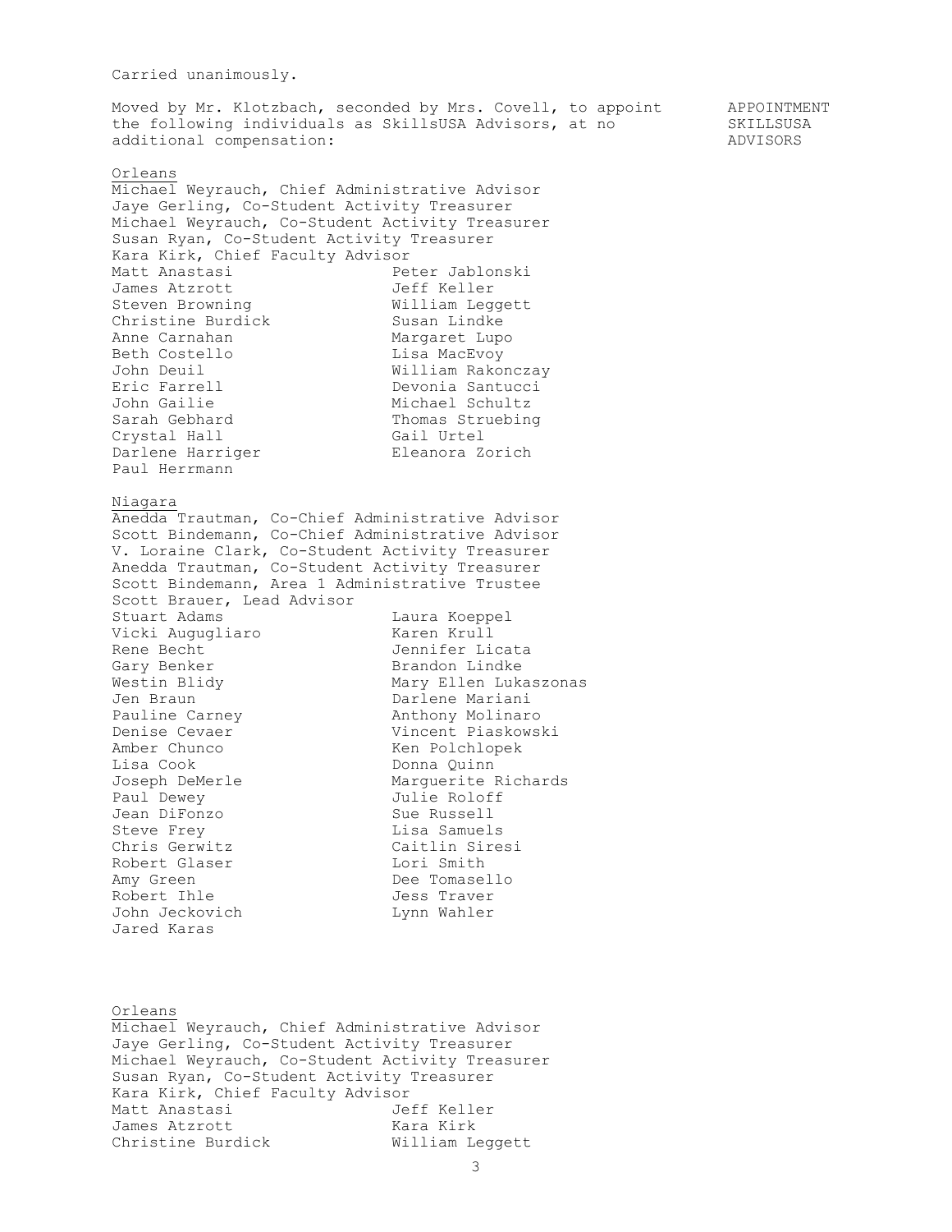Carried unanimously.

Moved by Mr. Klotzbach, seconded by Mrs. Covell, to appoint the following individuals as SkillsUSA Advisors, at no additional compensation:

APPOINTMENT SKILLSUSA ADVISORS

<u>Orleans</u>

Michael Weyrauch, Chief Administrative Advisor
Jaye Gerling, Co-Student Activity Treasurer
Michael Weyrauch, Co-Student Activity Treasurer
Susan Ryan, Co-Student Activity Treasurer
Kara Kirk, Chief Faculty Advisor

| | |
|---|---|
| Matt Anastasi | Peter Jablonski |
| James Atzrott | Jeff Keller |
| Steven Browning | William Leggett |
| Christine Burdick | Susan Lindke |
| Anne Carnahan | Margaret Lupo |
| Beth Costello | Lisa MacEvoy |
| John Deuil | William Rakonczay |
| Eric Farrell | Devonia Santucci |
| John Gailie | Michael Schultz |
| Sarah Gebhard | Thomas Struebing |
| Crystal Hall | Gail Urtel |
| Darlene Harriger | Eleanora Zorich |
| Paul Herrmann | |

<u>Niagara</u>

Anedda Trautman, Co-Chief Administrative Advisor
Scott Bindemann, Co-Chief Administrative Advisor
V. Loraine Clark, Co-Student Activity Treasurer
Anedda Trautman, Co-Student Activity Treasurer
Scott Bindemann, Area 1 Administrative Trustee
Scott Brauer, Lead Advisor

| | |
|---|---|
| Stuart Adams | Laura Koeppel |
| Vicki Augugliaro | Karen Krull |
| Rene Becht | Jennifer Licata |
| Gary Benker | Brandon Lindke |
| Westin Blidy | Mary Ellen Lukaszonas |
| Jen Braun | Darlene Mariani |
| Pauline Carney | Anthony Molinaro |
| Denise Cevaer | Vincent Piaskowski |
| Amber Chunco | Ken Polchlopek |
| Lisa Cook | Donna Quinn |
| Joseph DeMerle | Marguerite Richards |
| Paul Dewey | Julie Roloff |
| Jean DiFonzo | Sue Russell |
| Steve Frey | Lisa Samuels |
| Chris Gerwitz | Caitlin Siresi |
| Robert Glaser | Lori Smith |
| Amy Green | Dee Tomasello |
| Robert Ihle | Jess Traver |
| John Jeckovich | Lynn Wahler |
| Jared Karas | |

<u>Orleans</u>

Michael Weyrauch, Chief Administrative Advisor
Jaye Gerling, Co-Student Activity Treasurer
Michael Weyrauch, Co-Student Activity Treasurer
Susan Ryan, Co-Student Activity Treasurer
Kara Kirk, Chief Faculty Advisor

| | |
|---|---|
| Matt Anastasi | Jeff Keller |
| James Atzrott | Kara Kirk |
| Christine Burdick | William Leggett |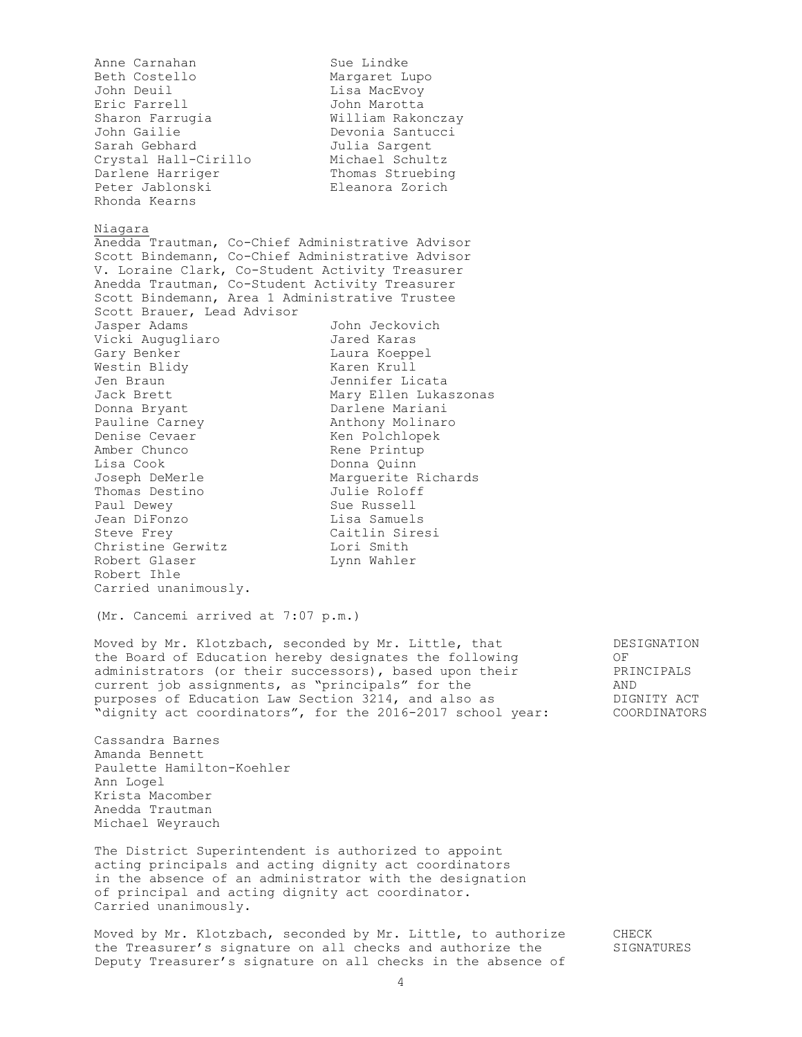Anne Carnahan
Beth Costello
John Deuil
Eric Farrell
Sharon Farrugia
John Gailie
Sarah Gebhard
Crystal Hall-Cirillo
Darlene Harriger
Peter Jablonski
Rhonda Kearns
Sue Lindke
Margaret Lupo
Lisa MacEvoy
John Marotta
William Rakonczay
Devonia Santucci
Julia Sargent
Michael Schultz
Thomas Struebing
Eleanora Zorich

<u>Niagara</u>

Anedda Trautman, Co-Chief Administrative Advisor
Scott Bindemann, Co-Chief Administrative Advisor
V. Loraine Clark, Co-Student Activity Treasurer
Anedda Trautman, Co-Student Activity Treasurer
Scott Bindemann, Area 1 Administrative Trustee
Scott Brauer, Lead Advisor

Jasper Adams
Vicki Augugliaro
Gary Benker
Westin Blidy
Jen Braun
Jack Brett
Donna Bryant
Pauline Carney
Denise Cevaer
Amber Chunco
Lisa Cook
Joseph DeMerle
Thomas Destino
Paul Dewey
Jean DiFonzo
Steve Frey
Christine Gerwitz
Robert Glaser
Robert Ihle
John Jeckovich
Jared Karas
Laura Koeppel
Karen Krull
Jennifer Licata
Mary Ellen Lukaszonas
Darlene Mariani
Anthony Molinaro
Ken Polchlopek
Rene Printup
Donna Quinn
Marguerite Richards
Julie Roloff
Sue Russell
Lisa Samuels
Caitlin Siresi
Lori Smith
Lynn Wahler

Carried unanimously.

(Mr. Cancemi arrived at 7:07 p.m.)

**DESIGNATION OF PRINCIPALS AND DIGNITY ACT COORDINATORS**

Moved by Mr. Klotzbach, seconded by Mr. Little, that the Board of Education hereby designates the following administrators (or their successors), based upon their current job assignments, as "principals" for the purposes of Education Law Section 3214, and also as "dignity act coordinators", for the 2016-2017 school year:

Cassandra Barnes
Amanda Bennett
Paulette Hamilton-Koehler
Ann Logel
Krista Macomber
Anedda Trautman
Michael Weyrauch

The District Superintendent is authorized to appoint acting principals and acting dignity act coordinators in the absence of an administrator with the designation of principal and acting dignity act coordinator.
Carried unanimously.

**CHECK SIGNATURES**

Moved by Mr. Klotzbach, seconded by Mr. Little, to authorize the Treasurer's signature on all checks and authorize the Deputy Treasurer's signature on all checks in the absence of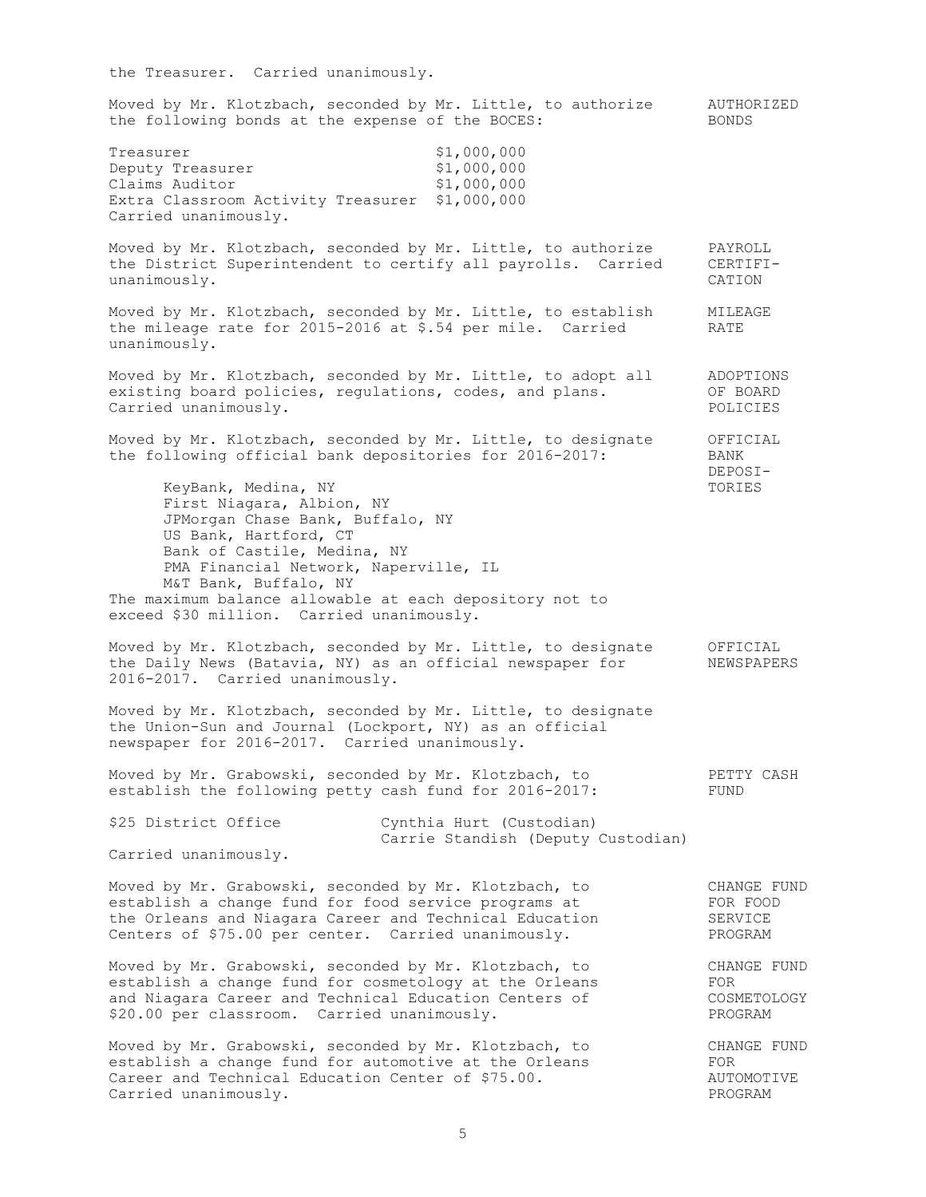the Treasurer. Carried unanimously.

**AUTHORIZED BONDS**

Moved by Mr. Klotzbach, seconded by Mr. Little, to authorize the following bonds at the expense of the BOCES:

| | |
|---|---|
| Treasurer | $1,000,000 |
| Deputy Treasurer | $1,000,000 |
| Claims Auditor | $1,000,000 |
| Extra Classroom Activity Treasurer | $1,000,000 |

Carried unanimously.

**PAYROLL CERTIFICATION**

Moved by Mr. Klotzbach, seconded by Mr. Little, to authorize the District Superintendent to certify all payrolls. Carried unanimously.

**MILEAGE RATE**

Moved by Mr. Klotzbach, seconded by Mr. Little, to establish the mileage rate for 2015-2016 at $.54 per mile. Carried unanimously.

**ADOPTIONS OF BOARD POLICIES**

Moved by Mr. Klotzbach, seconded by Mr. Little, to adopt all existing board policies, regulations, codes, and plans. Carried unanimously.

**OFFICIAL BANK DEPOSITORIES**

Moved by Mr. Klotzbach, seconded by Mr. Little, to designate the following official bank depositories for 2016-2017:

- KeyBank, Medina, NY
- First Niagara, Albion, NY
- JPMorgan Chase Bank, Buffalo, NY
- US Bank, Hartford, CT
- Bank of Castile, Medina, NY
- PMA Financial Network, Naperville, IL
- M&T Bank, Buffalo, NY

The maximum balance allowable at each depository not to exceed $30 million. Carried unanimously.

**OFFICIAL NEWSPAPERS**

Moved by Mr. Klotzbach, seconded by Mr. Little, to designate the Daily News (Batavia, NY) as an official newspaper for 2016-2017. Carried unanimously.

Moved by Mr. Klotzbach, seconded by Mr. Little, to designate the Union-Sun and Journal (Lockport, NY) as an official newspaper for 2016-2017. Carried unanimously.

**PETTY CASH FUND**

Moved by Mr. Grabowski, seconded by Mr. Klotzbach, to establish the following petty cash fund for 2016-2017:

| | |
|---|---|
| $25 District Office | Cynthia Hurt (Custodian)<br>Carrie Standish (Deputy Custodian) |

Carried unanimously.

**CHANGE FUND FOR FOOD SERVICE PROGRAM**

Moved by Mr. Grabowski, seconded by Mr. Klotzbach, to establish a change fund for food service programs at the Orleans and Niagara Career and Technical Education Centers of $75.00 per center. Carried unanimously.

**CHANGE FUND FOR COSMETOLOGY PROGRAM**

Moved by Mr. Grabowski, seconded by Mr. Klotzbach, to establish a change fund for cosmetology at the Orleans and Niagara Career and Technical Education Centers of $20.00 per classroom. Carried unanimously.

**CHANGE FUND FOR AUTOMOTIVE PROGRAM**

Moved by Mr. Grabowski, seconded by Mr. Klotzbach, to establish a change fund for automotive at the Orleans Career and Technical Education Center of $75.00. Carried unanimously.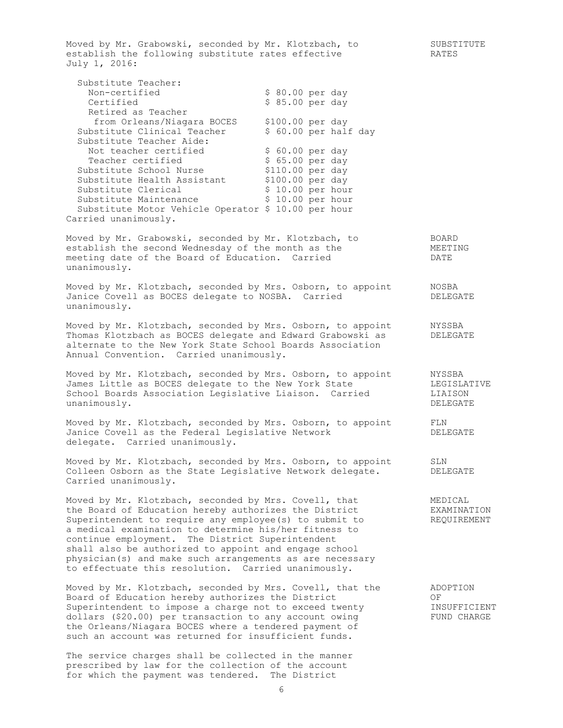Moved by Mr. Grabowski, seconded by Mr. Klotzbach, to establish the following substitute rates effective July 1, 2016: **SUBSTITUTE RATES**

| Position | Rate |
|---|---|
| Substitute Teacher: | |
| Non-certified | $ 80.00 per day |
| Certified | $ 85.00 per day |
| Retired as Teacher from Orleans/Niagara BOCES | $100.00 per day |
| Substitute Clinical Teacher | $ 60.00 per half day |
| Substitute Teacher Aide: | |
| Not teacher certified | $ 60.00 per day |
| Teacher certified | $ 65.00 per day |
| Substitute School Nurse | $110.00 per day |
| Substitute Health Assistant | $100.00 per day |
| Substitute Clerical | $ 10.00 per hour |
| Substitute Maintenance | $ 10.00 per hour |
| Substitute Motor Vehicle Operator | $ 10.00 per hour |

Carried unanimously.

Moved by Mr. Grabowski, seconded by Mr. Klotzbach, to establish the second Wednesday of the month as the meeting date of the Board of Education. Carried unanimously. **BOARD MEETING DATE**

Moved by Mr. Klotzbach, seconded by Mrs. Osborn, to appoint Janice Covell as BOCES delegate to NOSBA. Carried unanimously. **NOSBA DELEGATE**

Moved by Mr. Klotzbach, seconded by Mrs. Osborn, to appoint Thomas Klotzbach as BOCES delegate and Edward Grabowski as alternate to the New York State School Boards Association Annual Convention. Carried unanimously. **NYSSBA DELEGATE**

Moved by Mr. Klotzbach, seconded by Mrs. Osborn, to appoint James Little as BOCES delegate to the New York State School Boards Association Legislative Liaison. Carried unanimously. **NYSSBA LEGISLATIVE LIAISON DELEGATE**

Moved by Mr. Klotzbach, seconded by Mrs. Osborn, to appoint Janice Covell as the Federal Legislative Network delegate. Carried unanimously. **FLN DELEGATE**

Moved by Mr. Klotzbach, seconded by Mrs. Osborn, to appoint Colleen Osborn as the State Legislative Network delegate. Carried unanimously. **SLN DELEGATE**

Moved by Mr. Klotzbach, seconded by Mrs. Covell, that the Board of Education hereby authorizes the District Superintendent to require any employee(s) to submit to a medical examination to determine his/her fitness to continue employment. The District Superintendent shall also be authorized to appoint and engage school physician(s) and make such arrangements as are necessary to effectuate this resolution. Carried unanimously. **MEDICAL EXAMINATION REQUIREMENT**

Moved by Mr. Klotzbach, seconded by Mrs. Covell, that the Board of Education hereby authorizes the District Superintendent to impose a charge not to exceed twenty dollars ($20.00) per transaction to any account owing the Orleans/Niagara BOCES where a tendered payment of such an account was returned for insufficient funds. **ADOPTION OF INSUFFICIENT FUND CHARGE**

The service charges shall be collected in the manner prescribed by law for the collection of the account for which the payment was tendered. The District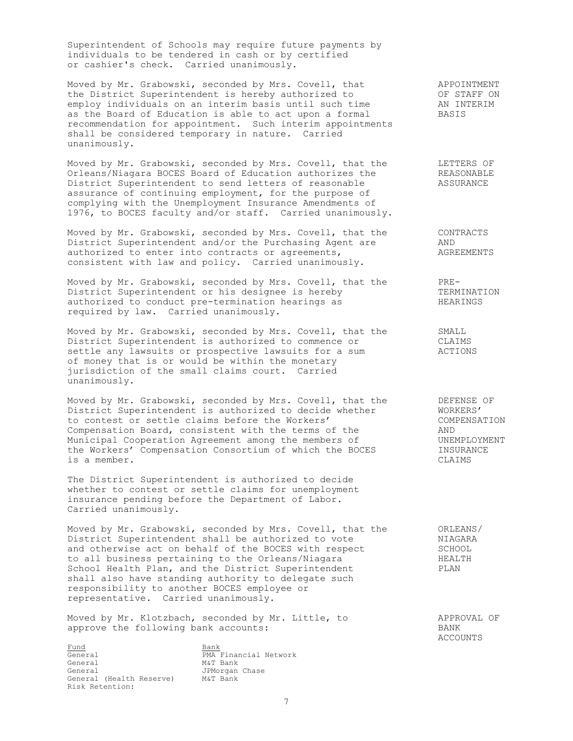Superintendent of Schools may require future payments by individuals to be tendered in cash or by certified or cashier's check. Carried unanimously.

**APPOINTMENT OF STAFF ON AN INTERIM BASIS**

Moved by Mr. Grabowski, seconded by Mrs. Covell, that the District Superintendent is hereby authorized to employ individuals on an interim basis until such time as the Board of Education is able to act upon a formal recommendation for appointment. Such interim appointments shall be considered temporary in nature. Carried unanimously.

**LETTERS OF REASONABLE ASSURANCE**

Moved by Mr. Grabowski, seconded by Mrs. Covell, that the Orleans/Niagara BOCES Board of Education authorizes the District Superintendent to send letters of reasonable assurance of continuing employment, for the purpose of complying with the Unemployment Insurance Amendments of 1976, to BOCES faculty and/or staff. Carried unanimously.

**CONTRACTS AND AGREEMENTS**

Moved by Mr. Grabowski, seconded by Mrs. Covell, that the District Superintendent and/or the Purchasing Agent are authorized to enter into contracts or agreements, consistent with law and policy. Carried unanimously.

**PRE-TERMINATION HEARINGS**

Moved by Mr. Grabowski, seconded by Mrs. Covell, that the District Superintendent or his designee is hereby authorized to conduct pre-termination hearings as required by law. Carried unanimously.

**SMALL CLAIMS ACTIONS**

Moved by Mr. Grabowski, seconded by Mrs. Covell, that the District Superintendent is authorized to commence or settle any lawsuits or prospective lawsuits for a sum of money that is or would be within the monetary jurisdiction of the small claims court. Carried unanimously.

**DEFENSE OF WORKERS' COMPENSATION AND UNEMPLOYMENT INSURANCE CLAIMS**

Moved by Mr. Grabowski, seconded by Mrs. Covell, that the District Superintendent is authorized to decide whether to contest or settle claims before the Workers' Compensation Board, consistent with the terms of the Municipal Cooperation Agreement among the members of the Workers' Compensation Consortium of which the BOCES is a member.

The District Superintendent is authorized to decide whether to contest or settle claims for unemployment insurance pending before the Department of Labor. Carried unanimously.

**ORLEANS/NIAGARA SCHOOL HEALTH PLAN**

Moved by Mr. Grabowski, seconded by Mrs. Covell, that the District Superintendent shall be authorized to vote and otherwise act on behalf of the BOCES with respect to all business pertaining to the Orleans/Niagara School Health Plan, and the District Superintendent shall also have standing authority to delegate such responsibility to another BOCES employee or representative. Carried unanimously.

**APPROVAL OF BANK ACCOUNTS**

Moved by Mr. Klotzbach, seconded by Mr. Little, to approve the following bank accounts:

| Fund | Bank |
|---|---|
| General | PMA Financial Network |
| General | M&T Bank |
| General | JPMorgan Chase |
| General (Health Reserve) | M&T Bank |
| Risk Retention: | |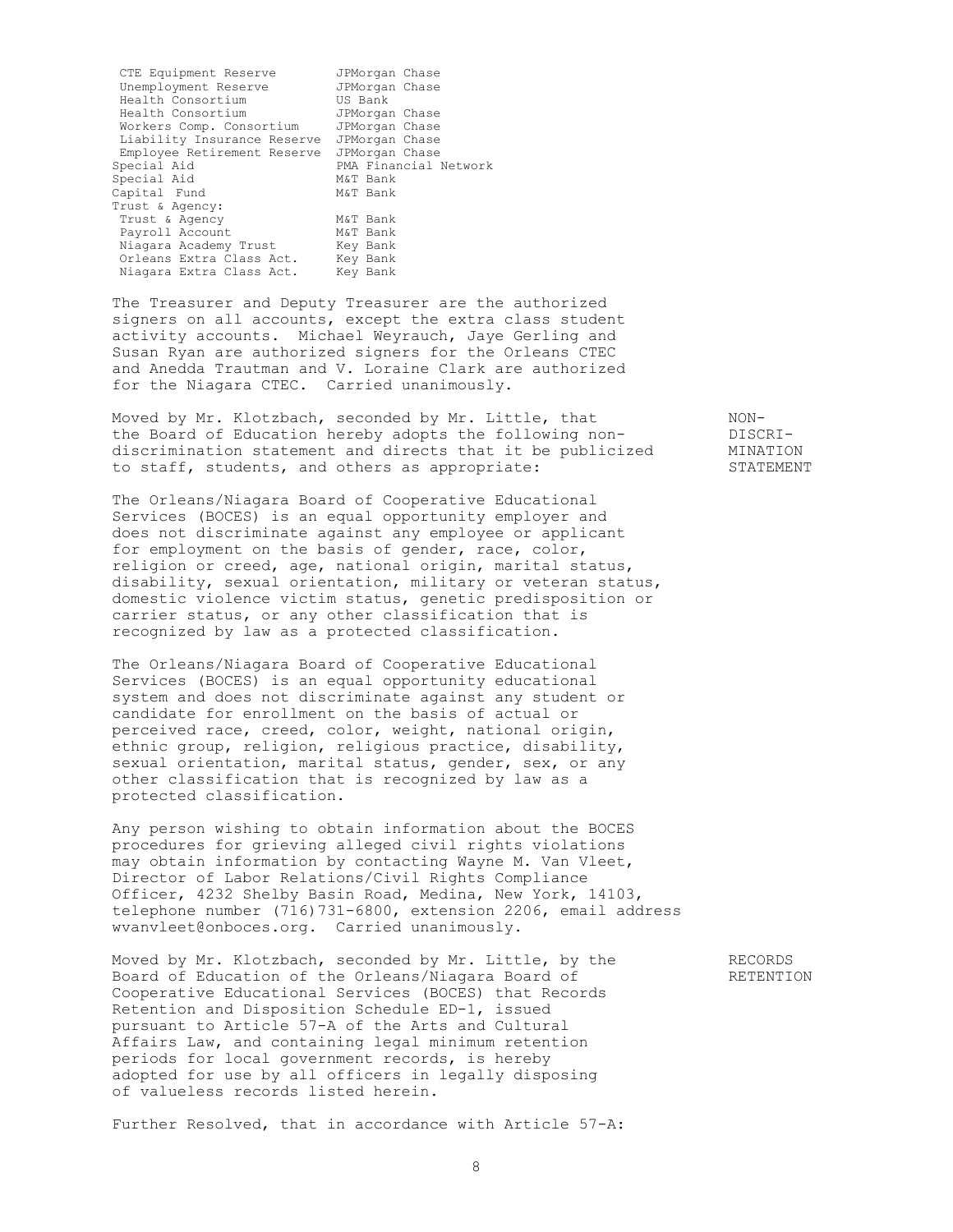| Account | Bank |
| --- | --- |
| CTE Equipment Reserve | JPMorgan Chase |
| Unemployment Reserve | JPMorgan Chase |
| Health Consortium | US Bank |
| Health Consortium | JPMorgan Chase |
| Workers Comp. Consortium | JPMorgan Chase |
| Liability Insurance Reserve | JPMorgan Chase |
| Employee Retirement Reserve | JPMorgan Chase |
| Special Aid | PMA Financial Network |
| Special Aid | M&T Bank |
| Capital Fund | M&T Bank |
| Trust & Agency: | |
| Trust & Agency | M&T Bank |
| Payroll Account | M&T Bank |
| Niagara Academy Trust | Key Bank |
| Orleans Extra Class Act. | Key Bank |
| Niagara Extra Class Act. | Key Bank |

The Treasurer and Deputy Treasurer are the authorized signers on all accounts, except the extra class student activity accounts. Michael Weyrauch, Jaye Gerling and Susan Ryan are authorized signers for the Orleans CTEC and Anedda Trautman and V. Loraine Clark are authorized for the Niagara CTEC. Carried unanimously.

**NON-DISCRIMINATION STATEMENT**

Moved by Mr. Klotzbach, seconded by Mr. Little, that the Board of Education hereby adopts the following non-discrimination statement and directs that it be publicized to staff, students, and others as appropriate:

The Orleans/Niagara Board of Cooperative Educational Services (BOCES) is an equal opportunity employer and does not discriminate against any employee or applicant for employment on the basis of gender, race, color, religion or creed, age, national origin, marital status, disability, sexual orientation, military or veteran status, domestic violence victim status, genetic predisposition or carrier status, or any other classification that is recognized by law as a protected classification.

The Orleans/Niagara Board of Cooperative Educational Services (BOCES) is an equal opportunity educational system and does not discriminate against any student or candidate for enrollment on the basis of actual or perceived race, creed, color, weight, national origin, ethnic group, religion, religious practice, disability, sexual orientation, marital status, gender, sex, or any other classification that is recognized by law as a protected classification.

Any person wishing to obtain information about the BOCES procedures for grieving alleged civil rights violations may obtain information by contacting Wayne M. Van Vleet, Director of Labor Relations/Civil Rights Compliance Officer, 4232 Shelby Basin Road, Medina, New York, 14103, telephone number (716)731-6800, extension 2206, email address wvanvleet@onboces.org. Carried unanimously.

**RECORDS RETENTION**

Moved by Mr. Klotzbach, seconded by Mr. Little, by the Board of Education of the Orleans/Niagara Board of Cooperative Educational Services (BOCES) that Records Retention and Disposition Schedule ED-1, issued pursuant to Article 57-A of the Arts and Cultural Affairs Law, and containing legal minimum retention periods for local government records, is hereby adopted for use by all officers in legally disposing of valueless records listed herein.

Further Resolved, that in accordance with Article 57-A: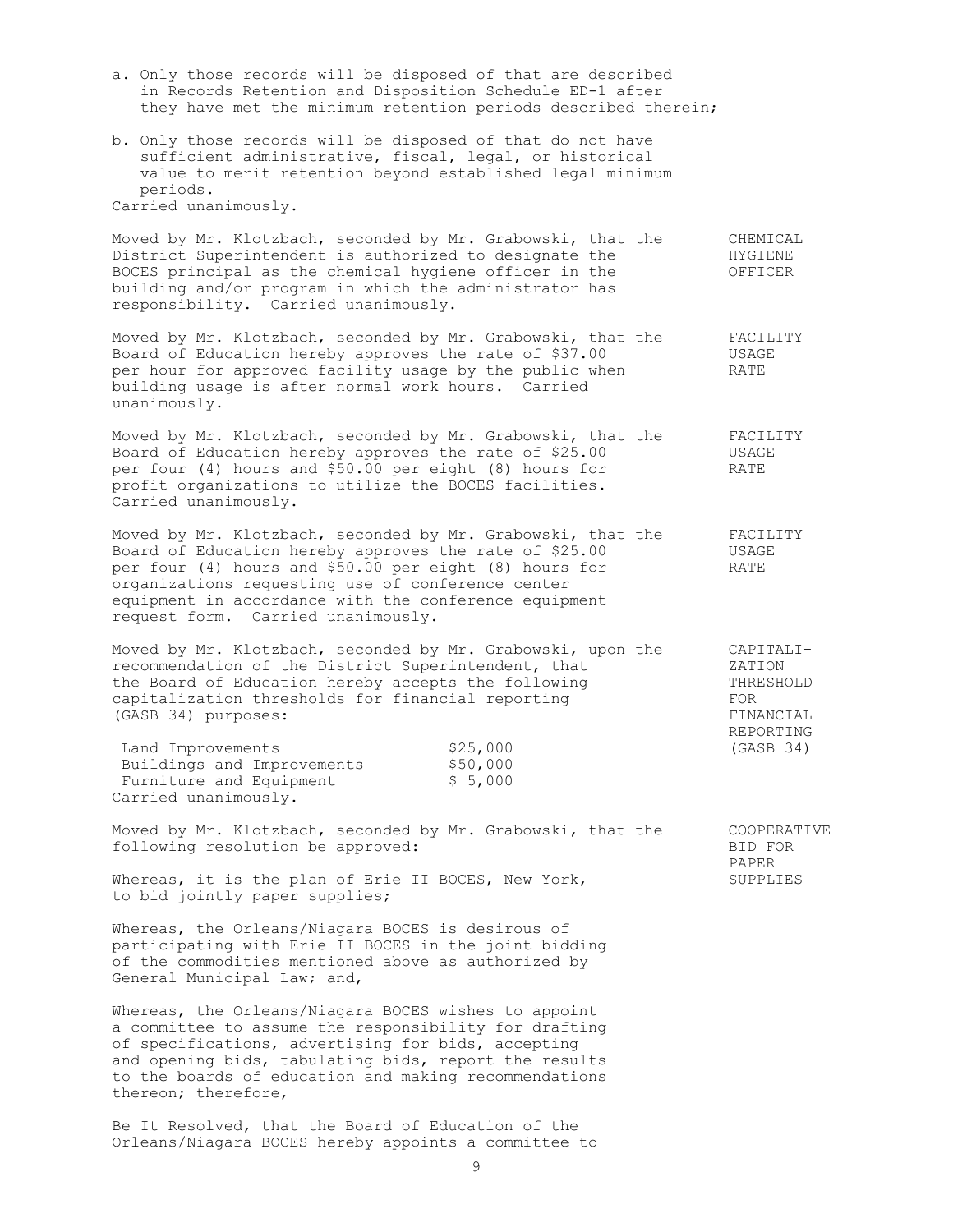a. Only those records will be disposed of that are described in Records Retention and Disposition Schedule ED-1 after they have met the minimum retention periods described therein;

b. Only those records will be disposed of that do not have sufficient administrative, fiscal, legal, or historical value to merit retention beyond established legal minimum periods.

Carried unanimously.

**CHEMICAL HYGIENE OFFICER**

Moved by Mr. Klotzbach, seconded by Mr. Grabowski, that the District Superintendent is authorized to designate the BOCES principal as the chemical hygiene officer in the building and/or program in which the administrator has responsibility. Carried unanimously.

**FACILITY USAGE RATE**

Moved by Mr. Klotzbach, seconded by Mr. Grabowski, that the Board of Education hereby approves the rate of $37.00 per hour for approved facility usage by the public when building usage is after normal work hours. Carried unanimously.

**FACILITY USAGE RATE**

Moved by Mr. Klotzbach, seconded by Mr. Grabowski, that the Board of Education hereby approves the rate of $25.00 per four (4) hours and $50.00 per eight (8) hours for profit organizations to utilize the BOCES facilities. Carried unanimously.

**FACILITY USAGE RATE**

Moved by Mr. Klotzbach, seconded by Mr. Grabowski, that the Board of Education hereby approves the rate of $25.00 per four (4) hours and $50.00 per eight (8) hours for organizations requesting use of conference center equipment in accordance with the conference equipment request form. Carried unanimously.

**CAPITALIZATION THRESHOLD FOR FINANCIAL REPORTING (GASB 34)**

Moved by Mr. Klotzbach, seconded by Mr. Grabowski, upon the recommendation of the District Superintendent, that the Board of Education hereby accepts the following capitalization thresholds for financial reporting (GASB 34) purposes:

| | |
|---|---|
| Land Improvements | $25,000 |
| Buildings and Improvements | $50,000 |
| Furniture and Equipment | $ 5,000 |

Carried unanimously.

**COOPERATIVE BID FOR PAPER SUPPLIES**

Moved by Mr. Klotzbach, seconded by Mr. Grabowski, that the following resolution be approved:

Whereas, it is the plan of Erie II BOCES, New York, to bid jointly paper supplies;

Whereas, the Orleans/Niagara BOCES is desirous of participating with Erie II BOCES in the joint bidding of the commodities mentioned above as authorized by General Municipal Law; and,

Whereas, the Orleans/Niagara BOCES wishes to appoint a committee to assume the responsibility for drafting of specifications, advertising for bids, accepting and opening bids, tabulating bids, report the results to the boards of education and making recommendations thereon; therefore,

Be It Resolved, that the Board of Education of the Orleans/Niagara BOCES hereby appoints a committee to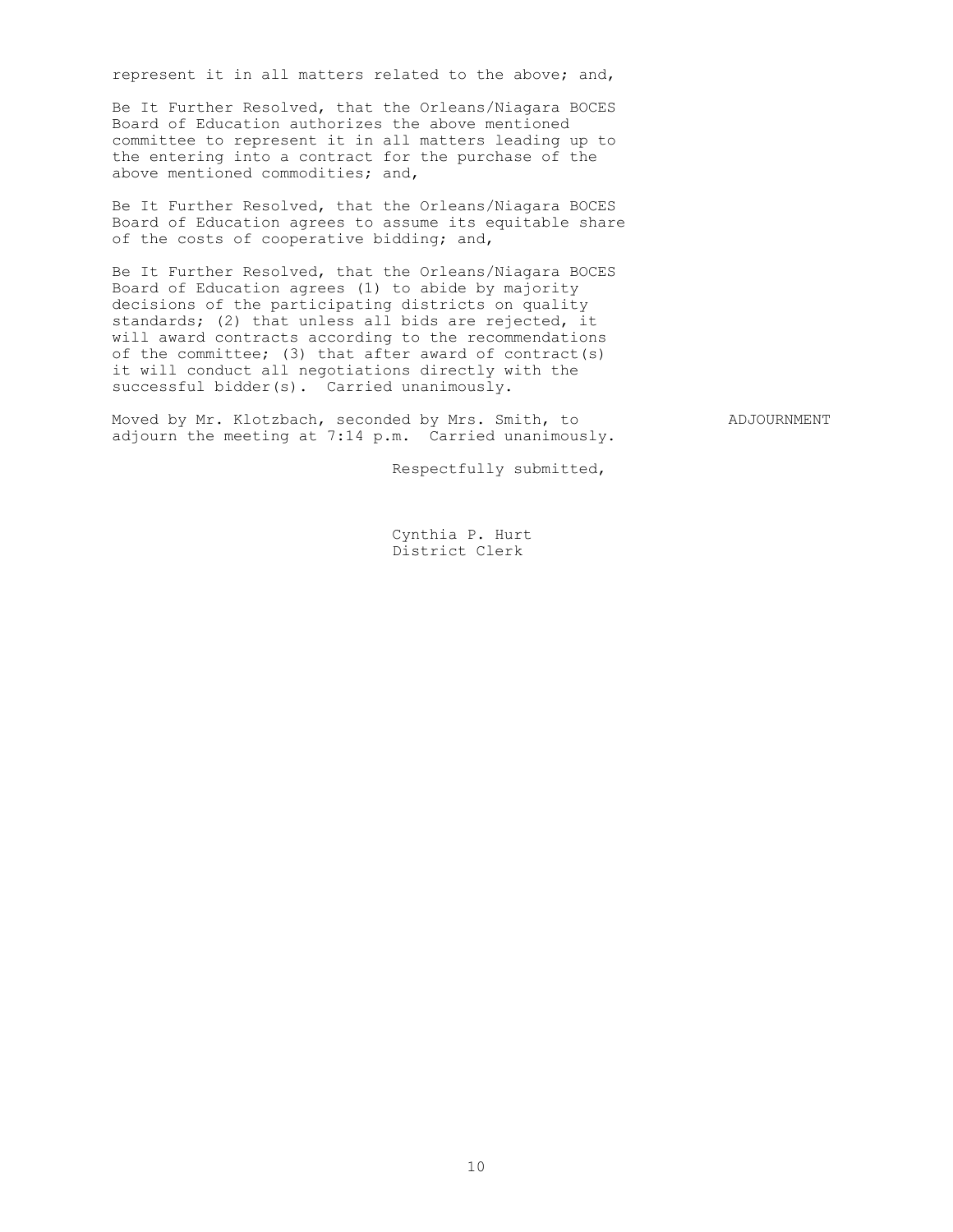represent it in all matters related to the above; and,

Be It Further Resolved, that the Orleans/Niagara BOCES Board of Education authorizes the above mentioned committee to represent it in all matters leading up to the entering into a contract for the purchase of the above mentioned commodities; and,

Be It Further Resolved, that the Orleans/Niagara BOCES Board of Education agrees to assume its equitable share of the costs of cooperative bidding; and,

Be It Further Resolved, that the Orleans/Niagara BOCES Board of Education agrees (1) to abide by majority decisions of the participating districts on quality standards; (2) that unless all bids are rejected, it will award contracts according to the recommendations of the committee; (3) that after award of contract(s) it will conduct all negotiations directly with the successful bidder(s). Carried unanimously.

ADJOURNMENT

Moved by Mr. Klotzbach, seconded by Mrs. Smith, to adjourn the meeting at 7:14 p.m. Carried unanimously.

Respectfully submitted,

Cynthia P. Hurt
District Clerk